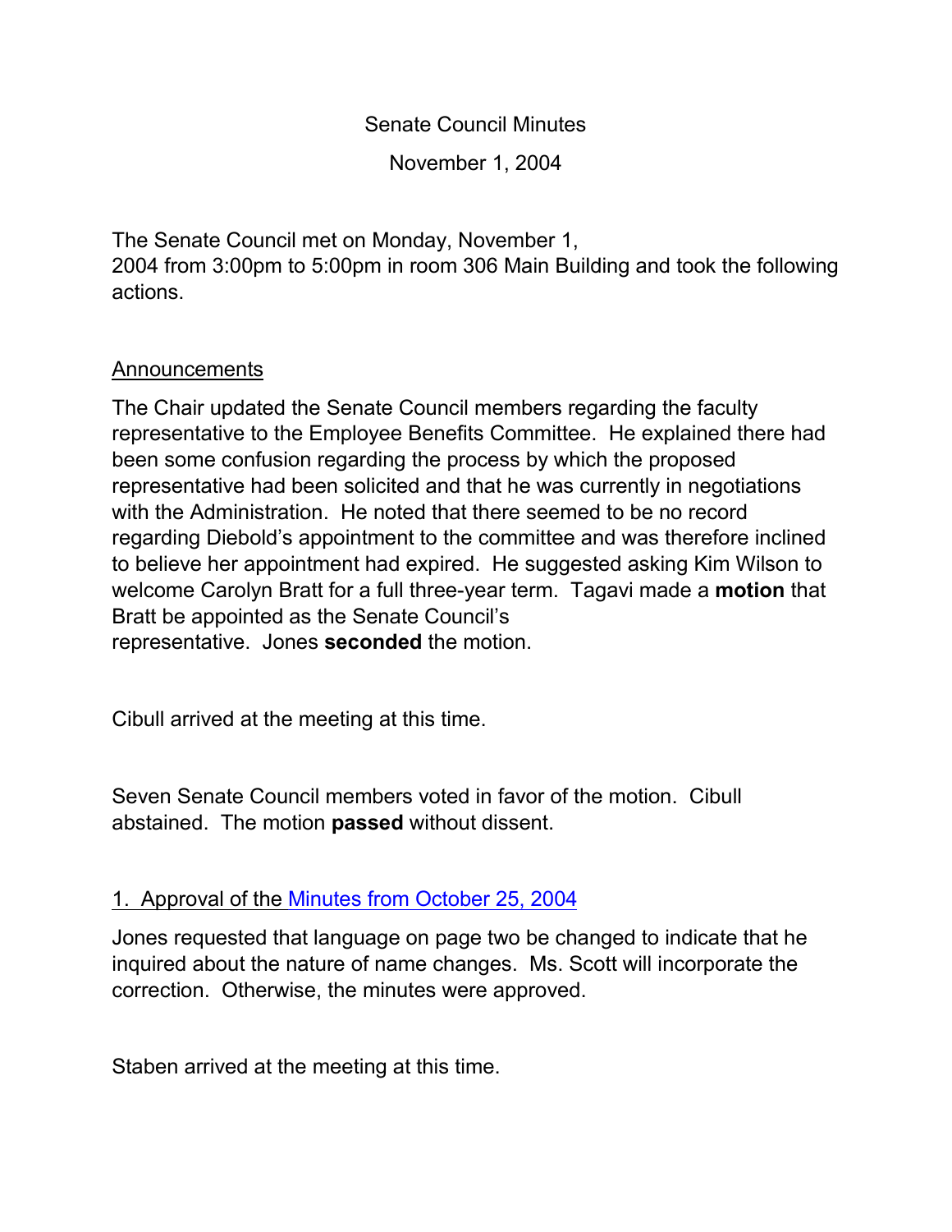# Senate Council Minutes

November 1, 2004

The Senate Council met on Monday, November 1, 2004 from 3:00pm to 5:00pm in room 306 Main Building and took the following actions.

## Announcements

The Chair updated the Senate Council members regarding the faculty representative to the Employee Benefits Committee. He explained there had been some confusion regarding the process by which the proposed representative had been solicited and that he was currently in negotiations with the Administration. He noted that there seemed to be no record regarding Diebold's appointment to the committee and was therefore inclined to believe her appointment had expired. He suggested asking Kim Wilson to welcome Carolyn Bratt for a full three-year term. Tagavi made a **motion** that Bratt be appointed as the Senate Council's representative. Jones **seconded** the motion.

Cibull arrived at the meeting at this time.

Seven Senate Council members voted in favor of the motion. Cibull abstained. The motion **passed** without dissent.

## 1. Approval of the Minutes from October 25, 2004

Jones requested that language on page two be changed to indicate that he inquired about the nature of name changes. Ms. Scott will incorporate the correction. Otherwise, the minutes were approved.

Staben arrived at the meeting at this time.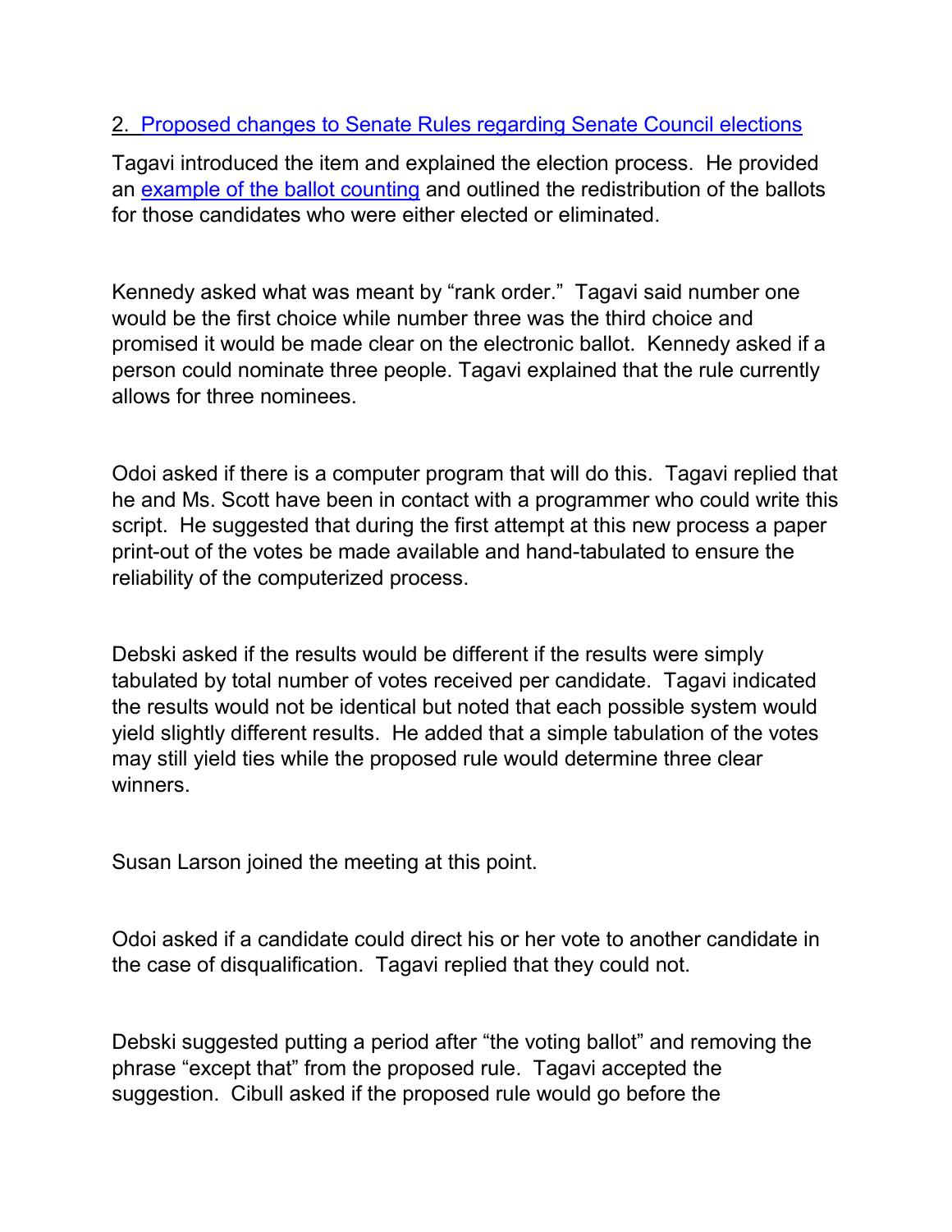2. [Proposed changes to Senate Rules regarding Senate Council elections]

Tagavi introduced the item and explained the election process. He provided an [example of the ballot counting] and outlined the redistribution of the ballots for those candidates who were either elected or eliminated.

Kennedy asked what was meant by "rank order." Tagavi said number one would be the first choice while number three was the third choice and promised it would be made clear on the electronic ballot. Kennedy asked if a person could nominate three people. Tagavi explained that the rule currently allows for three nominees.

Odoi asked if there is a computer program that will do this. Tagavi replied that he and Ms. Scott have been in contact with a programmer who could write this script. He suggested that during the first attempt at this new process a paper print-out of the votes be made available and hand-tabulated to ensure the reliability of the computerized process.

Debski asked if the results would be different if the results were simply tabulated by total number of votes received per candidate. Tagavi indicated the results would not be identical but noted that each possible system would yield slightly different results. He added that a simple tabulation of the votes may still yield ties while the proposed rule would determine three clear winners.

Susan Larson joined the meeting at this point.

Odoi asked if a candidate could direct his or her vote to another candidate in the case of disqualification. Tagavi replied that they could not.

Debski suggested putting a period after "the voting ballot" and removing the phrase "except that" from the proposed rule. Tagavi accepted the suggestion. Cibull asked if the proposed rule would go before the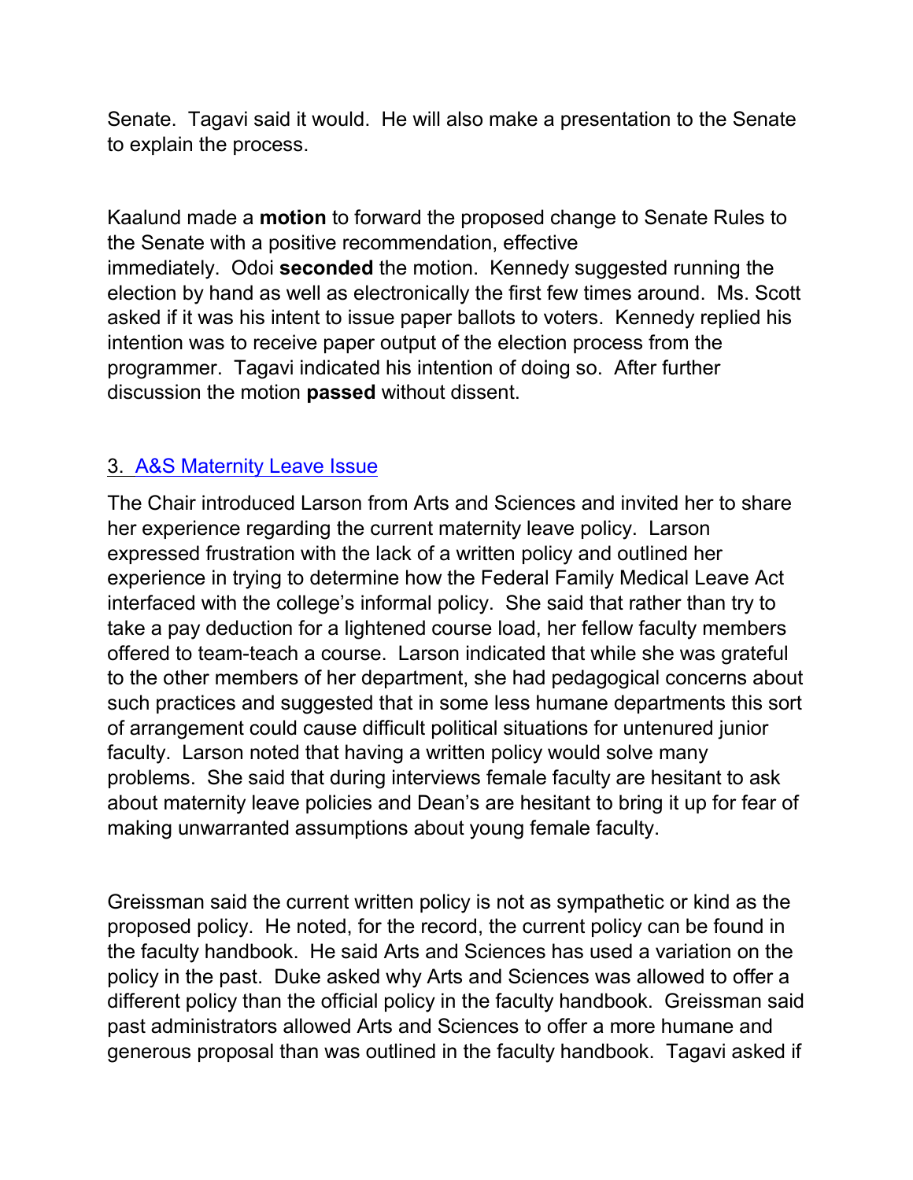Senate. Tagavi said it would. He will also make a presentation to the Senate to explain the process.

Kaalund made a **motion** to forward the proposed change to Senate Rules to the Senate with a positive recommendation, effective immediately. Odoi **seconded** the motion. Kennedy suggested running the election by hand as well as electronically the first few times around. Ms. Scott asked if it was his intent to issue paper ballots to voters. Kennedy replied his intention was to receive paper output of the election process from the programmer. Tagavi indicated his intention of doing so. After further discussion the motion **passed** without dissent.

### 3. A&S Maternity Leave Issue

The Chair introduced Larson from Arts and Sciences and invited her to share her experience regarding the current maternity leave policy. Larson expressed frustration with the lack of a written policy and outlined her experience in trying to determine how the Federal Family Medical Leave Act interfaced with the college's informal policy. She said that rather than try to take a pay deduction for a lightened course load, her fellow faculty members offered to team-teach a course. Larson indicated that while she was grateful to the other members of her department, she had pedagogical concerns about such practices and suggested that in some less humane departments this sort of arrangement could cause difficult political situations for untenured junior faculty. Larson noted that having a written policy would solve many problems. She said that during interviews female faculty are hesitant to ask about maternity leave policies and Dean's are hesitant to bring it up for fear of making unwarranted assumptions about young female faculty.

Greissman said the current written policy is not as sympathetic or kind as the proposed policy. He noted, for the record, the current policy can be found in the faculty handbook. He said Arts and Sciences has used a variation on the policy in the past. Duke asked why Arts and Sciences was allowed to offer a different policy than the official policy in the faculty handbook. Greissman said past administrators allowed Arts and Sciences to offer a more humane and generous proposal than was outlined in the faculty handbook. Tagavi asked if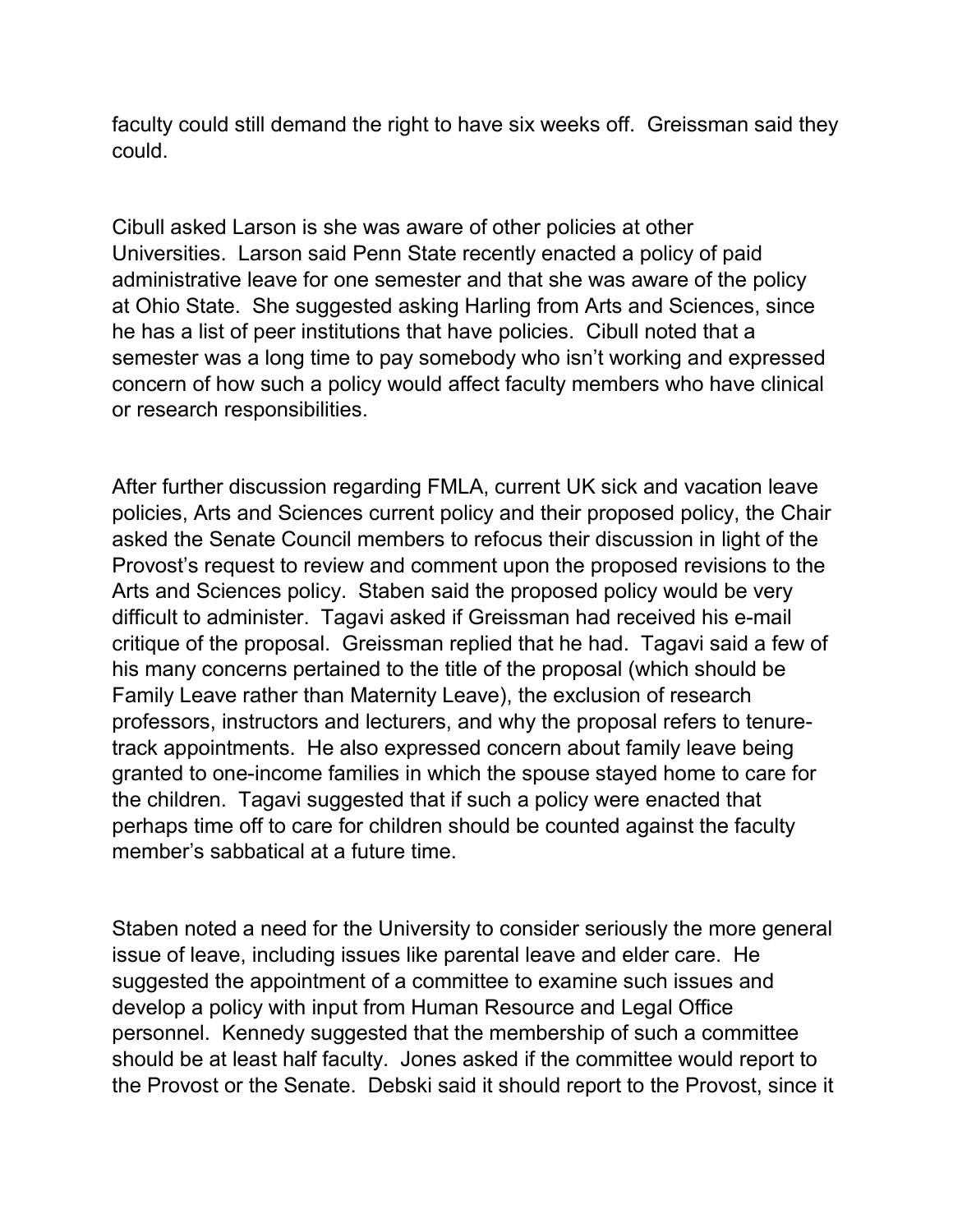faculty could still demand the right to have six weeks off. Greissman said they could.

Cibull asked Larson is she was aware of other policies at other Universities. Larson said Penn State recently enacted a policy of paid administrative leave for one semester and that she was aware of the policy at Ohio State. She suggested asking Harling from Arts and Sciences, since he has a list of peer institutions that have policies. Cibull noted that a semester was a long time to pay somebody who isn't working and expressed concern of how such a policy would affect faculty members who have clinical or research responsibilities.

After further discussion regarding FMLA, current UK sick and vacation leave policies, Arts and Sciences current policy and their proposed policy, the Chair asked the Senate Council members to refocus their discussion in light of the Provost's request to review and comment upon the proposed revisions to the Arts and Sciences policy. Staben said the proposed policy would be very difficult to administer. Tagavi asked if Greissman had received his e-mail critique of the proposal. Greissman replied that he had. Tagavi said a few of his many concerns pertained to the title of the proposal (which should be Family Leave rather than Maternity Leave), the exclusion of research professors, instructors and lecturers, and why the proposal refers to tenure-track appointments. He also expressed concern about family leave being granted to one-income families in which the spouse stayed home to care for the children. Tagavi suggested that if such a policy were enacted that perhaps time off to care for children should be counted against the faculty member's sabbatical at a future time.

Staben noted a need for the University to consider seriously the more general issue of leave, including issues like parental leave and elder care. He suggested the appointment of a committee to examine such issues and develop a policy with input from Human Resource and Legal Office personnel. Kennedy suggested that the membership of such a committee should be at least half faculty. Jones asked if the committee would report to the Provost or the Senate. Debski said it should report to the Provost, since it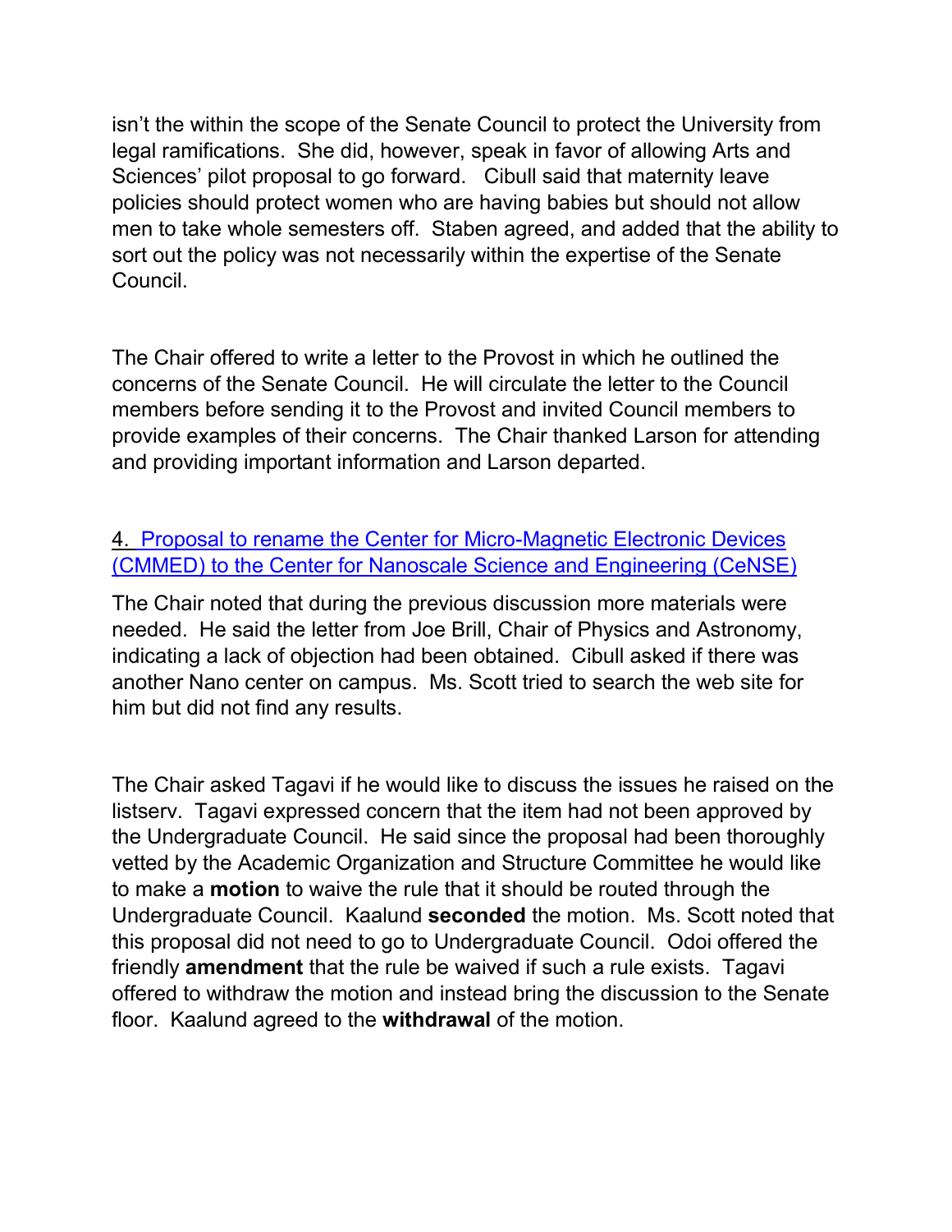isn't the within the scope of the Senate Council to protect the University from legal ramifications. She did, however, speak in favor of allowing Arts and Sciences' pilot proposal to go forward. Cibull said that maternity leave policies should protect women who are having babies but should not allow men to take whole semesters off. Staben agreed, and added that the ability to sort out the policy was not necessarily within the expertise of the Senate Council.

The Chair offered to write a letter to the Provost in which he outlined the concerns of the Senate Council. He will circulate the letter to the Council members before sending it to the Provost and invited Council members to provide examples of their concerns. The Chair thanked Larson for attending and providing important information and Larson departed.

4. Proposal to rename the Center for Micro-Magnetic Electronic Devices (CMMED) to the Center for Nanoscale Science and Engineering (CeNSE)

The Chair noted that during the previous discussion more materials were needed. He said the letter from Joe Brill, Chair of Physics and Astronomy, indicating a lack of objection had been obtained. Cibull asked if there was another Nano center on campus. Ms. Scott tried to search the web site for him but did not find any results.

The Chair asked Tagavi if he would like to discuss the issues he raised on the listserv. Tagavi expressed concern that the item had not been approved by the Undergraduate Council. He said since the proposal had been thoroughly vetted by the Academic Organization and Structure Committee he would like to make a **motion** to waive the rule that it should be routed through the Undergraduate Council. Kaalund **seconded** the motion. Ms. Scott noted that this proposal did not need to go to Undergraduate Council. Odoi offered the friendly **amendment** that the rule be waived if such a rule exists. Tagavi offered to withdraw the motion and instead bring the discussion to the Senate floor. Kaalund agreed to the **withdrawal** of the motion.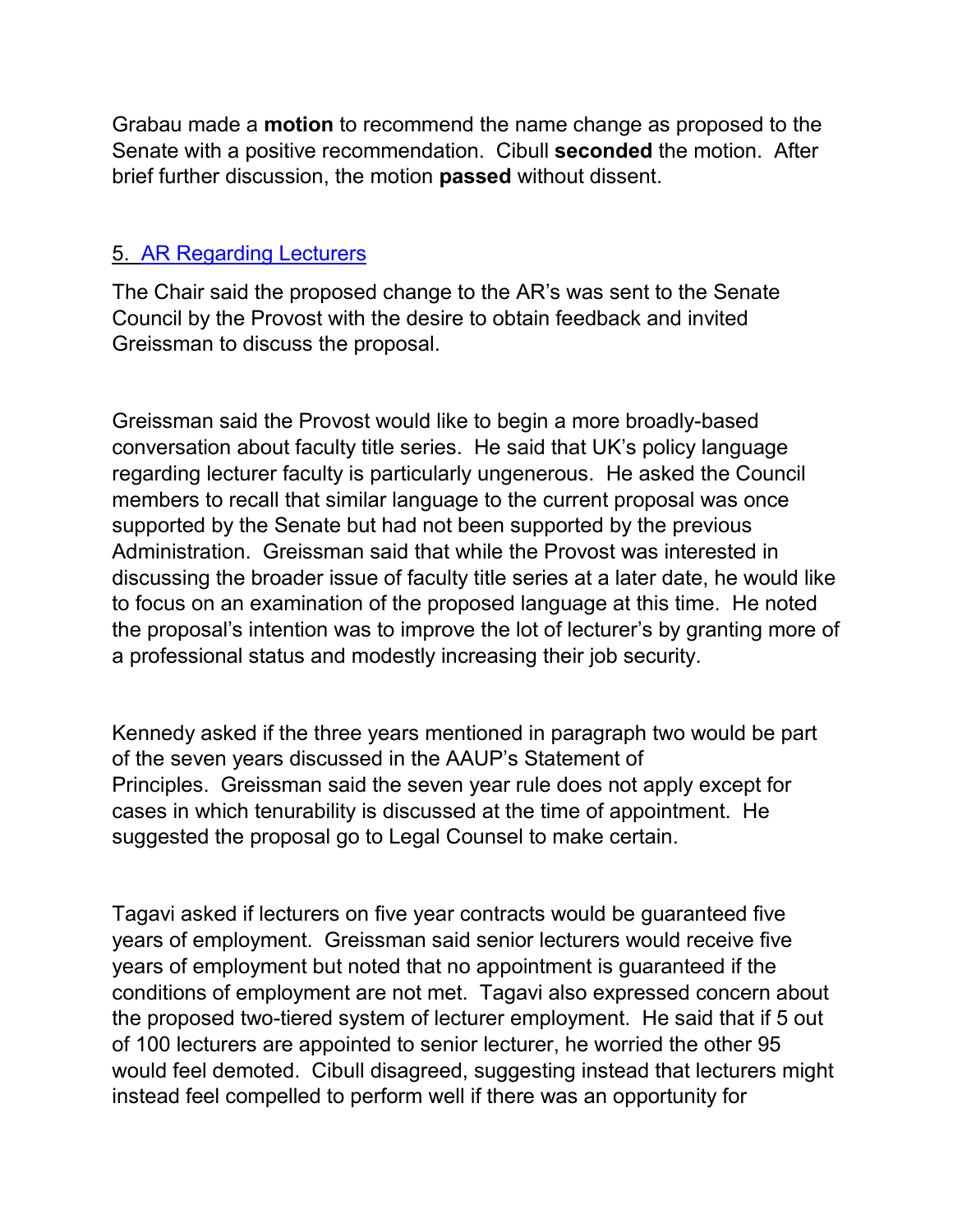Grabau made a **motion** to recommend the name change as proposed to the Senate with a positive recommendation. Cibull **seconded** the motion. After brief further discussion, the motion **passed** without dissent.

## 5. AR Regarding Lecturers

The Chair said the proposed change to the AR's was sent to the Senate Council by the Provost with the desire to obtain feedback and invited Greissman to discuss the proposal.

Greissman said the Provost would like to begin a more broadly-based conversation about faculty title series. He said that UK's policy language regarding lecturer faculty is particularly ungenerous. He asked the Council members to recall that similar language to the current proposal was once supported by the Senate but had not been supported by the previous Administration. Greissman said that while the Provost was interested in discussing the broader issue of faculty title series at a later date, he would like to focus on an examination of the proposed language at this time. He noted the proposal's intention was to improve the lot of lecturer's by granting more of a professional status and modestly increasing their job security.

Kennedy asked if the three years mentioned in paragraph two would be part of the seven years discussed in the AAUP's Statement of Principles. Greissman said the seven year rule does not apply except for cases in which tenurability is discussed at the time of appointment. He suggested the proposal go to Legal Counsel to make certain.

Tagavi asked if lecturers on five year contracts would be guaranteed five years of employment. Greissman said senior lecturers would receive five years of employment but noted that no appointment is guaranteed if the conditions of employment are not met. Tagavi also expressed concern about the proposed two-tiered system of lecturer employment. He said that if 5 out of 100 lecturers are appointed to senior lecturer, he worried the other 95 would feel demoted. Cibull disagreed, suggesting instead that lecturers might instead feel compelled to perform well if there was an opportunity for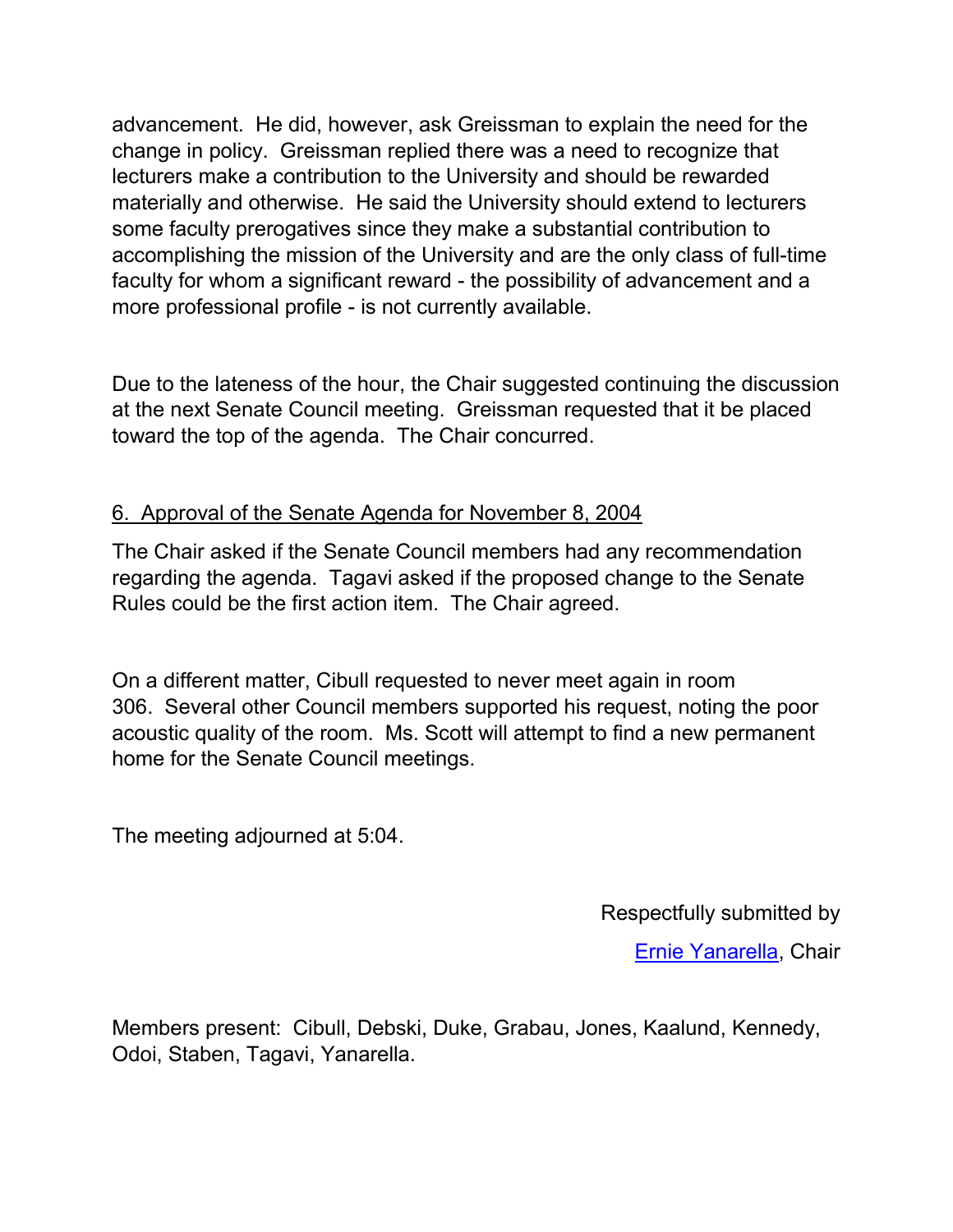advancement. He did, however, ask Greissman to explain the need for the change in policy. Greissman replied there was a need to recognize that lecturers make a contribution to the University and should be rewarded materially and otherwise. He said the University should extend to lecturers some faculty prerogatives since they make a substantial contribution to accomplishing the mission of the University and are the only class of full-time faculty for whom a significant reward - the possibility of advancement and a more professional profile - is not currently available.

Due to the lateness of the hour, the Chair suggested continuing the discussion at the next Senate Council meeting. Greissman requested that it be placed toward the top of the agenda. The Chair concurred.

6. Approval of the Senate Agenda for November 8, 2004

The Chair asked if the Senate Council members had any recommendation regarding the agenda. Tagavi asked if the proposed change to the Senate Rules could be the first action item. The Chair agreed.

On a different matter, Cibull requested to never meet again in room 306. Several other Council members supported his request, noting the poor acoustic quality of the room. Ms. Scott will attempt to find a new permanent home for the Senate Council meetings.

The meeting adjourned at 5:04.

Respectfully submitted by

Ernie Yanarella, Chair

Members present: Cibull, Debski, Duke, Grabau, Jones, Kaalund, Kennedy, Odoi, Staben, Tagavi, Yanarella.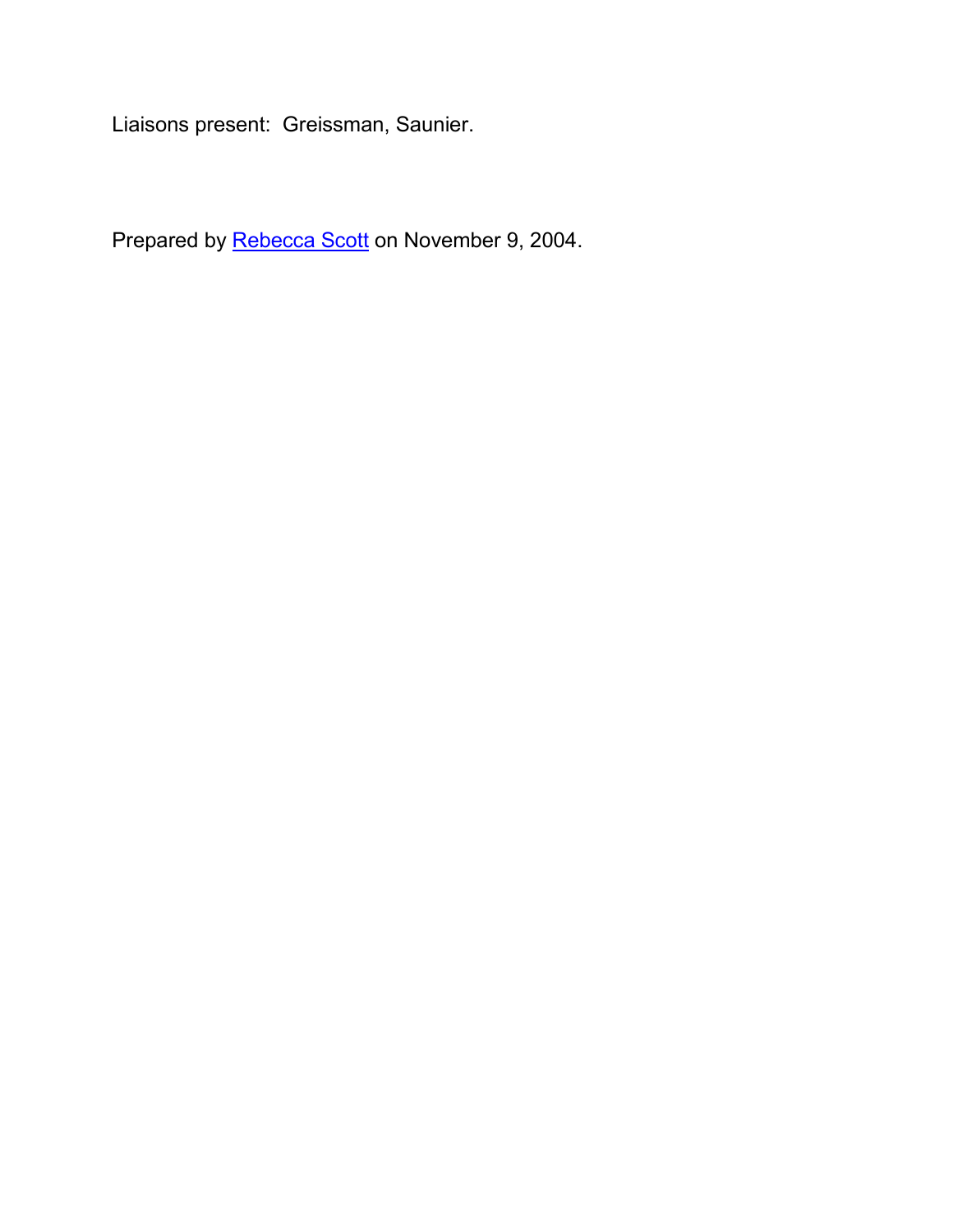Liaisons present: Greissman, Saunier.

Prepared by Rebecca Scott on November 9, 2004.